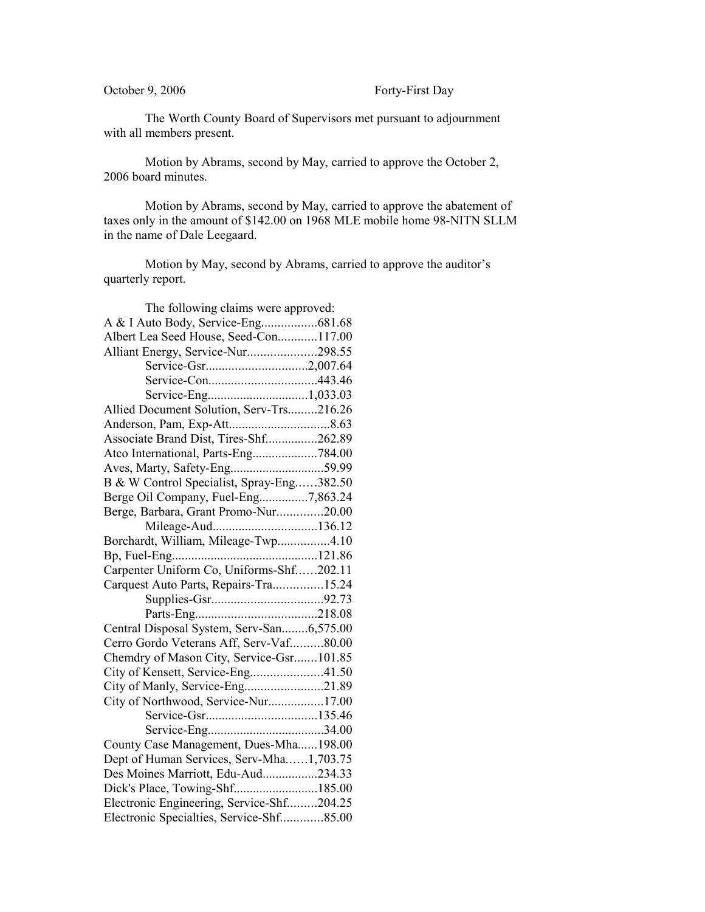October 9, 2006 Forty-First Day

The Worth County Board of Supervisors met pursuant to adjournment with all members present.

Motion by Abrams, second by May, carried to approve the October 2, 2006 board minutes.

Motion by Abrams, second by May, carried to approve the abatement of taxes only in the amount of $142.00 on 1968 MLE mobile home 98-NITN SLLM in the name of Dale Leegaard.

Motion by May, second by Abrams, carried to approve the auditor's quarterly report.

The following claims were approved:

A & I Auto Body, Service-Eng.................681.68
Albert Lea Seed House, Seed-Con............117.00
Alliant Energy, Service-Nur.....................298.55
Service-Gsr...............................2,007.64
Service-Con.................................443.46
Service-Eng...............................1,033.03
Allied Document Solution, Serv-Trs.........216.26
Anderson, Pam, Exp-Att...............................8.63
Associate Brand Dist, Tires-Shf................262.89
Atco International, Parts-Eng....................784.00
Aves, Marty, Safety-Eng............................59.99
B & W Control Specialist, Spray-Eng……382.50
Berge Oil Company, Fuel-Eng...............7,863.24
Berge, Barbara, Grant Promo-Nur..............20.00
Mileage-Aud................................136.12
Borchardt, William, Mileage-Twp................4.10
Bp, Fuel-Eng............................................121.86
Carpenter Uniform Co, Uniforms-Shf……202.11
Carquest Auto Parts, Repairs-Tra...............15.24
Supplies-Gsr..................................92.73
Parts-Eng.....................................218.08
Central Disposal System, Serv-San........6,575.00
Cerro Gordo Veterans Aff, Serv-Vaf..........80.00
Chemdry of Mason City, Service-Gsr.......101.85
City of Kensett, Service-Eng......................41.50
City of Manly, Service-Eng........................21.89
City of Northwood, Service-Nur.................17.00
Service-Gsr..................................135.46
Service-Eng....................................34.00
County Case Management, Dues-Mha......198.00
Dept of Human Services, Serv-Mha……1,703.75
Des Moines Marriott, Edu-Aud.................234.33
Dick's Place, Towing-Shf..........................185.00
Electronic Engineering, Service-Shf.........204.25
Electronic Specialties, Service-Shf.............85.00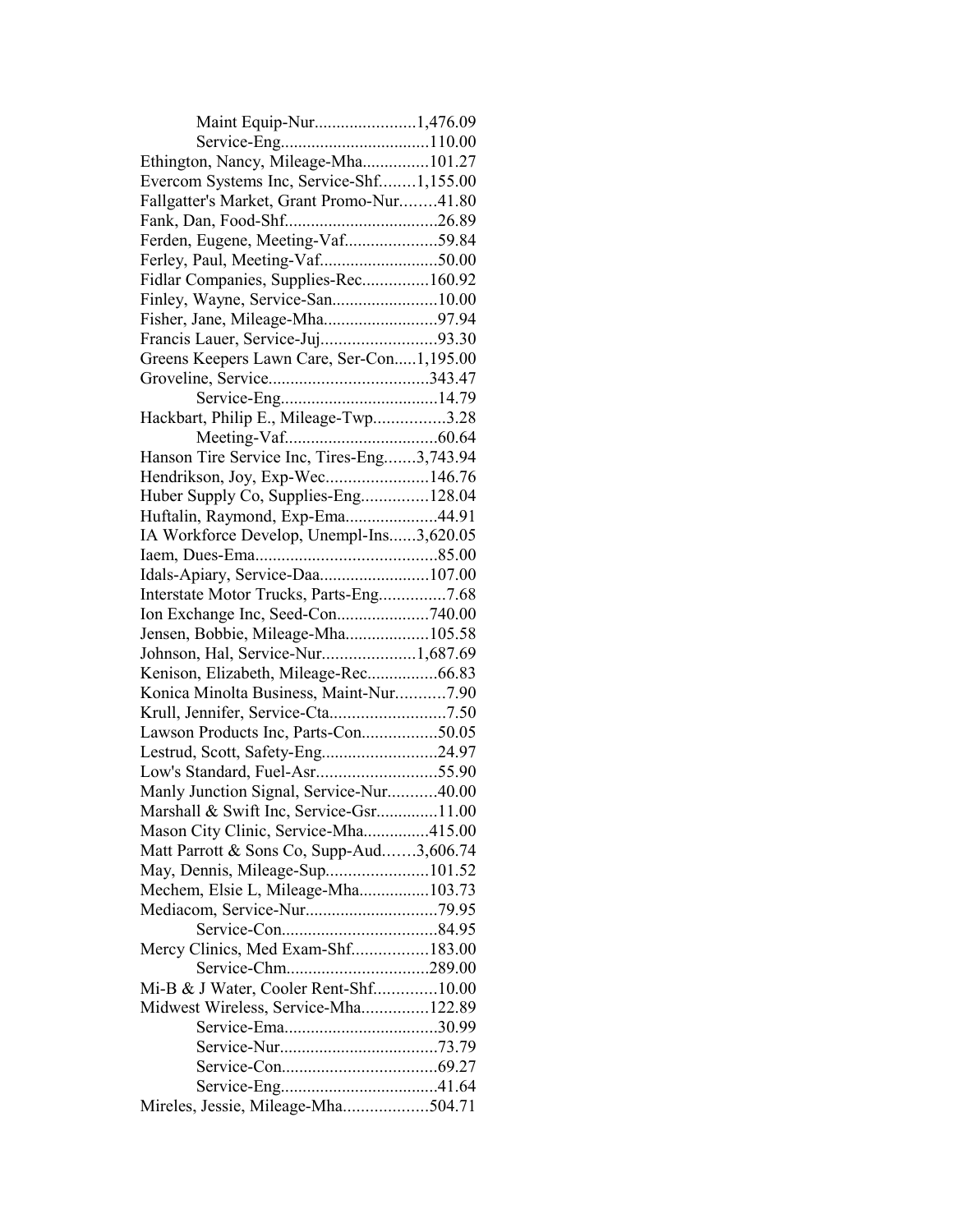Maint Equip-Nur.......................1,476.09
Service-Eng..................................110.00
Ethington, Nancy, Mileage-Mha...............101.27
Evercom Systems Inc, Service-Shf........1,155.00
Fallgatter's Market, Grant Promo-Nur........41.80
Fank, Dan, Food-Shf..................................26.89
Ferden, Eugene, Meeting-Vaf.....................59.84
Ferley, Paul, Meeting-Vaf..........................50.00
Fidlar Companies, Supplies-Rec...............160.92
Finley, Wayne, Service-San........................10.00
Fisher, Jane, Mileage-Mha..........................97.94
Francis Lauer, Service-Juj..........................93.30
Greens Keepers Lawn Care, Ser-Con.....1,195.00
Groveline, Service....................................343.47
Service-Eng....................................14.79
Hackbart, Philip E., Mileage-Twp................3.28
Meeting-Vaf..................................60.64
Hanson Tire Service Inc, Tires-Eng.......3,743.94
Hendrikson, Joy, Exp-Wec.......................146.76
Huber Supply Co, Supplies-Eng...............128.04
Huftalin, Raymond, Exp-Ema.....................44.91
IA Workforce Develop, Unempl-Ins......3,620.05
Iaem, Dues-Ema.........................................85.00
Idals-Apiary, Service-Daa.........................107.00
Interstate Motor Trucks, Parts-Eng...............7.68
Ion Exchange Inc, Seed-Con.....................740.00
Jensen, Bobbie, Mileage-Mha...................105.58
Johnson, Hal, Service-Nur.....................1,687.69
Kenison, Elizabeth, Mileage-Rec................66.83
Konica Minolta Business, Maint-Nur...........7.90
Krull, Jennifer, Service-Cta..........................7.50
Lawson Products Inc, Parts-Con.................50.05
Lestrud, Scott, Safety-Eng..........................24.97
Low's Standard, Fuel-Asr...........................55.90
Manly Junction Signal, Service-Nur...........40.00
Marshall & Swift Inc, Service-Gsr.............11.00
Mason City Clinic, Service-Mha...............415.00
Matt Parrott & Sons Co, Supp-Aud.......3,606.74
May, Dennis, Mileage-Sup.......................101.52
Mechem, Elsie L, Mileage-Mha................103.73
Mediacom, Service-Nur.............................79.95
Service-Con...................................84.95
Mercy Clinics, Med Exam-Shf.................183.00
Service-Chm................................289.00
Mi-B & J Water, Cooler Rent-Shf..............10.00
Midwest Wireless, Service-Mha...............122.89
Service-Ema...................................30.99
Service-Nur....................................73.79
Service-Con...................................69.27
Service-Eng....................................41.64
Mireles, Jessie, Mileage-Mha...................504.71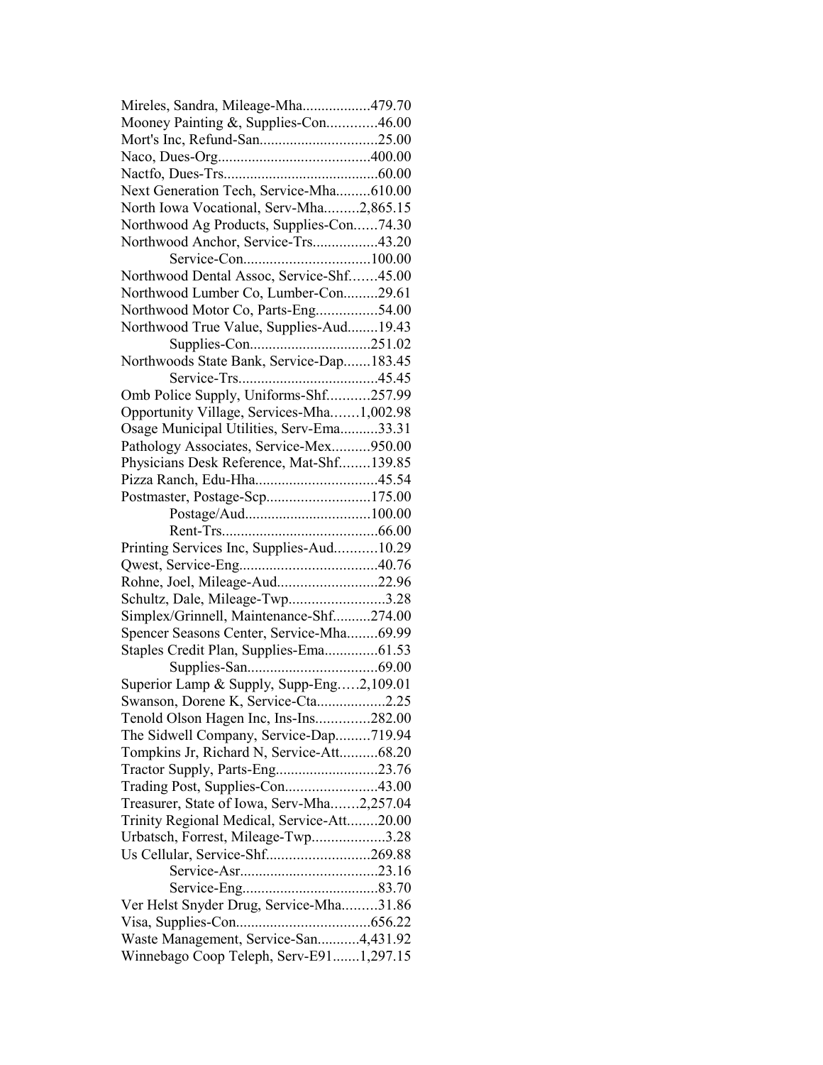Mireles, Sandra, Mileage-Mha..................479.70
Mooney Painting &, Supplies-Con.............46.00
Mort's Inc, Refund-San...............................25.00
Naco, Dues-Org........................................400.00
Nactfo, Dues-Trs.........................................60.00
Next Generation Tech, Service-Mha.........610.00
North Iowa Vocational, Serv-Mha.........2,865.15
Northwood Ag Products, Supplies-Con......74.30
Northwood Anchor, Service-Trs.................43.20
Service-Con.................................100.00
Northwood Dental Assoc, Service-Shf.......45.00
Northwood Lumber Co, Lumber-Con.........29.61
Northwood Motor Co, Parts-Eng................54.00
Northwood True Value, Supplies-Aud........19.43
Supplies-Con................................251.02
Northwoods State Bank, Service-Dap.......183.45
Service-Trs.....................................45.45
Omb Police Supply, Uniforms-Shf...........257.99
Opportunity Village, Services-Mha.......1,002.98
Osage Municipal Utilities, Serv-Ema..........33.31
Pathology Associates, Service-Mex..........950.00
Physicians Desk Reference, Mat-Shf........139.85
Pizza Ranch, Edu-Hha................................45.54
Postmaster, Postage-Scp...........................175.00
Postage/Aud.................................100.00
Rent-Trs.........................................66.00
Printing Services Inc, Supplies-Aud...........10.29
Qwest, Service-Eng....................................40.76
Rohne, Joel, Mileage-Aud..........................22.96
Schultz, Dale, Mileage-Twp.........................3.28
Simplex/Grinnell, Maintenance-Shf..........274.00
Spencer Seasons Center, Service-Mha........69.99
Staples Credit Plan, Supplies-Ema..............61.53
Supplies-San..................................69.00
Superior Lamp & Supply, Supp-Eng.....2,109.01
Swanson, Dorene K, Service-Cta..................2.25
Tenold Olson Hagen Inc, Ins-Ins..............282.00
The Sidwell Company, Service-Dap.........719.94
Tompkins Jr, Richard N, Service-Att..........68.20
Tractor Supply, Parts-Eng..........................23.76
Trading Post, Supplies-Con........................43.00
Treasurer, State of Iowa, Serv-Mha.......2,257.04
Trinity Regional Medical, Service-Att........20.00
Urbatsch, Forrest, Mileage-Twp...................3.28
Us Cellular, Service-Shf...........................269.88
Service-Asr....................................23.16
Service-Eng....................................83.70
Ver Helst Snyder Drug, Service-Mha.........31.86
Visa, Supplies-Con...................................656.22
Waste Management, Service-San...........4,431.92
Winnebago Coop Teleph, Serv-E91.......1,297.15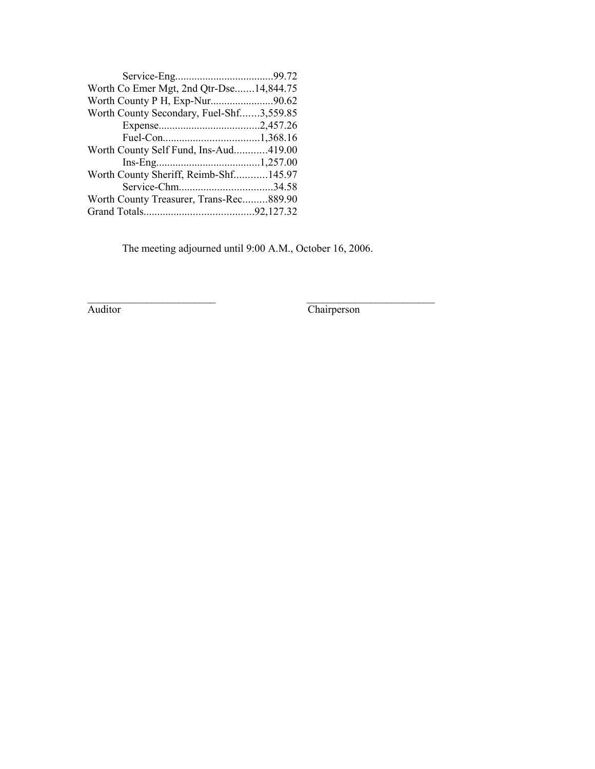Service-Eng...................................99.72
Worth Co Emer Mgt, 2nd Qtr-Dse.......14,844.75
Worth County P H, Exp-Nur.......................90.62
Worth County Secondary, Fuel-Shf.......3,559.85
Expense.....................................2,457.26
Fuel-Con...................................1,368.16
Worth County Self Fund, Ins-Aud............419.00
Ins-Eng......................................1,257.00
Worth County Sheriff, Reimb-Shf............145.97
Service-Chm..................................34.58
Worth County Treasurer, Trans-Rec.........889.90
Grand Totals.......................................92,127.32

The meeting adjourned until 9:00 A.M., October 16, 2006.

________________________ ________________________
Auditor Chairperson